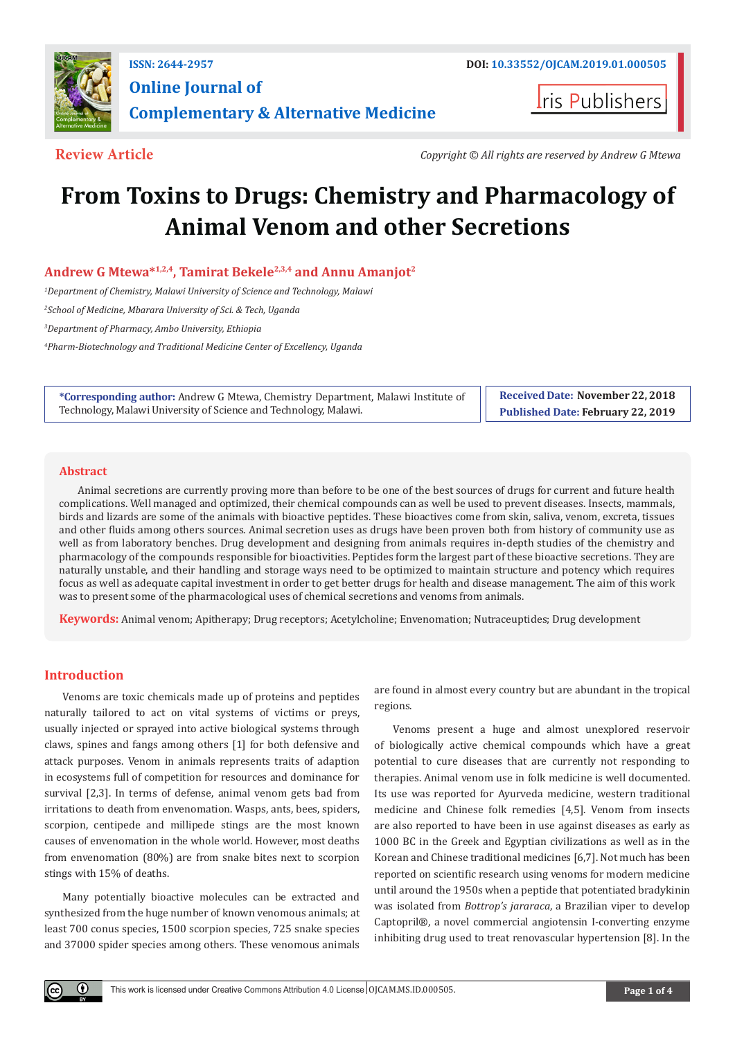ISSN: 2644-2957

DOI: 10.33552/OJCAM.2019.01.000505

**Online Journal of Complementary & Alternative Medicine**

Iris Publishers

**Review Article**

*Copyright © All rights are reserved by Andrew G Mtewa*

# From Toxins to Drugs: Chemistry and Pharmacology of Animal Venom and other Secretions

**Andrew G Mtewa*[1,2,4], Tamirat Bekele[2,3,4] and Annu Amanjot[2]**

[1]*Department of Chemistry, Malawi University of Science and Technology, Malawi*

[2]*School of Medicine, Mbarara University of Sci. & Tech, Uganda*

[3]*Department of Pharmacy, Ambo University, Ethiopia*

[4]*Pharm-Biotechnology and Traditional Medicine Center of Excellency, Uganda*

**\*Corresponding author:** Andrew G Mtewa, Chemistry Department, Malawi Institute of Technology, Malawi University of Science and Technology, Malawi.

**Received Date:** November 22, 2018

**Published Date:** February 22, 2019

## Abstract

Animal secretions are currently proving more than before to be one of the best sources of drugs for current and future health complications. Well managed and optimized, their chemical compounds can as well be used to prevent diseases. Insects, mammals, birds and lizards are some of the animals with bioactive peptides. These bioactives come from skin, saliva, venom, excreta, tissues and other fluids among others sources. Animal secretion uses as drugs have been proven both from history of community use as well as from laboratory benches. Drug development and designing from animals requires in-depth studies of the chemistry and pharmacology of the compounds responsible for bioactivities. Peptides form the largest part of these bioactive secretions. They are naturally unstable, and their handling and storage ways need to be optimized to maintain structure and potency which requires focus as well as adequate capital investment in order to get better drugs for health and disease management. The aim of this work was to present some of the pharmacological uses of chemical secretions and venoms from animals.

**Keywords:** Animal venom; Apitherapy; Drug receptors; Acetylcholine; Envenomation; Nutraceuptides; Drug development

## Introduction

Venoms are toxic chemicals made up of proteins and peptides naturally tailored to act on vital systems of victims or preys, usually injected or sprayed into active biological systems through claws, spines and fangs among others [1] for both defensive and attack purposes. Venom in animals represents traits of adaption in ecosystems full of competition for resources and dominance for survival [2,3]. In terms of defense, animal venom gets bad from irritations to death from envenomation. Wasps, ants, bees, spiders, scorpion, centipede and millipede stings are the most known causes of envenomation in the whole world. However, most deaths from envenomation (80%) are from snake bites next to scorpion stings with 15% of deaths.

Many potentially bioactive molecules can be extracted and synthesized from the huge number of known venomous animals; at least 700 conus species, 1500 scorpion species, 725 snake species and 37000 spider species among others. These venomous animals are found in almost every country but are abundant in the tropical regions.

Venoms present a huge and almost unexplored reservoir of biologically active chemical compounds which have a great potential to cure diseases that are currently not responding to therapies. Animal venom use in folk medicine is well documented. Its use was reported for Ayurveda medicine, western traditional medicine and Chinese folk remedies [4,5]. Venom from insects are also reported to have been in use against diseases as early as 1000 BC in the Greek and Egyptian civilizations as well as in the Korean and Chinese traditional medicines [6,7]. Not much has been reported on scientific research using venoms for modern medicine until around the 1950s when a peptide that potentiated bradykinin was isolated from *Bottrop's jararaca*, a Brazilian viper to develop Captopril®, a novel commercial angiotensin I-converting enzyme inhibiting drug used to treat renovascular hypertension [8]. In the

This work is licensed under Creative Commons Attribution 4.0 License OJCAM.MS.ID.000505.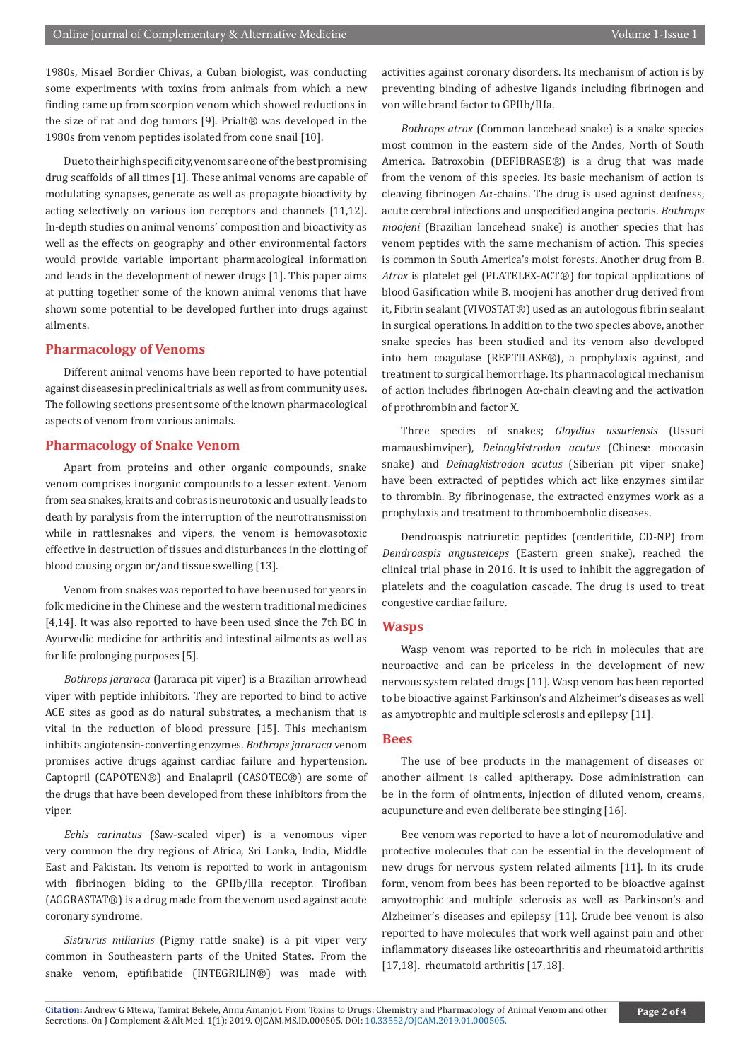1980s, Misael Bordier Chivas, a Cuban biologist, was conducting some experiments with toxins from animals from which a new finding came up from scorpion venom which showed reductions in the size of rat and dog tumors [9]. Prialt® was developed in the 1980s from venom peptides isolated from cone snail [10].

Due to their high specificity, venoms are one of the best promising drug scaffolds of all times [1]. These animal venoms are capable of modulating synapses, generate as well as propagate bioactivity by acting selectively on various ion receptors and channels [11,12]. In-depth studies on animal venoms' composition and bioactivity as well as the effects on geography and other environmental factors would provide variable important pharmacological information and leads in the development of newer drugs [1]. This paper aims at putting together some of the known animal venoms that have shown some potential to be developed further into drugs against ailments.

## Pharmacology of Venoms

Different animal venoms have been reported to have potential against diseases in preclinical trials as well as from community uses. The following sections present some of the known pharmacological aspects of venom from various animals.

## Pharmacology of Snake Venom

Apart from proteins and other organic compounds, snake venom comprises inorganic compounds to a lesser extent. Venom from sea snakes, kraits and cobras is neurotoxic and usually leads to death by paralysis from the interruption of the neurotransmission while in rattlesnakes and vipers, the venom is hemovasotoxic effective in destruction of tissues and disturbances in the clotting of blood causing organ or/and tissue swelling [13].

Venom from snakes was reported to have been used for years in folk medicine in the Chinese and the western traditional medicines [4,14]. It was also reported to have been used since the 7th BC in Ayurvedic medicine for arthritis and intestinal ailments as well as for life prolonging purposes [5].

*Bothrops jararaca* (Jararaca pit viper) is a Brazilian arrowhead viper with peptide inhibitors. They are reported to bind to active ACE sites as good as do natural substrates, a mechanism that is vital in the reduction of blood pressure [15]. This mechanism inhibits angiotensin-converting enzymes. *Bothrops jararaca* venom promises active drugs against cardiac failure and hypertension. Captopril (CAPOTEN®) and Enalapril (CASOTEC®) are some of the drugs that have been developed from these inhibitors from the viper.

*Echis carinatus* (Saw-scaled viper) is a venomous viper very common the dry regions of Africa, Sri Lanka, India, Middle East and Pakistan. Its venom is reported to work in antagonism with fibrinogen biding to the GPIIb/llla receptor. Tirofiban (AGGRASTAT®) is a drug made from the venom used against acute coronary syndrome.

*Sistrurus miliarius* (Pigmy rattle snake) is a pit viper very common in Southeastern parts of the United States. From the snake venom, eptifibatide (INTEGRILIN®) was made with activities against coronary disorders. Its mechanism of action is by preventing binding of adhesive ligands including fibrinogen and von wille brand factor to GPIIb/IIIa.

*Bothrops atrox* (Common lancehead snake) is a snake species most common in the eastern side of the Andes, North of South America. Batroxobin (DEFIBRASE®) is a drug that was made from the venom of this species. Its basic mechanism of action is cleaving fibrinogen Aα-chains. The drug is used against deafness, acute cerebral infections and unspecified angina pectoris. *Bothrops moojeni* (Brazilian lancehead snake) is another species that has venom peptides with the same mechanism of action. This species is common in South America's moist forests. Another drug from B. *Atrox* is platelet gel (PLATELEX-ACT®) for topical applications of blood Gasification while B. moojeni has another drug derived from it, Fibrin sealant (VIVOSTAT®) used as an autologous fibrin sealant in surgical operations. In addition to the two species above, another snake species has been studied and its venom also developed into hem coagulase (REPTILASE®), a prophylaxis against, and treatment to surgical hemorrhage. Its pharmacological mechanism of action includes fibrinogen Aα-chain cleaving and the activation of prothrombin and factor X.

Three species of snakes; *Gloydius ussuriensis* (Ussuri mamaushimviper), *Deinagkistrodon acutus* (Chinese moccasin snake) and *Deinagkistrodon acutus* (Siberian pit viper snake) have been extracted of peptides which act like enzymes similar to thrombin. By fibrinogenase, the extracted enzymes work as a prophylaxis and treatment to thromboembolic diseases.

Dendroaspis natriuretic peptides (cenderitide, CD-NP) from *Dendroaspis angusteiceps* (Eastern green snake), reached the clinical trial phase in 2016. It is used to inhibit the aggregation of platelets and the coagulation cascade. The drug is used to treat congestive cardiac failure.

## Wasps

Wasp venom was reported to be rich in molecules that are neuroactive and can be priceless in the development of new nervous system related drugs [11]. Wasp venom has been reported to be bioactive against Parkinson's and Alzheimer's diseases as well as amyotrophic and multiple sclerosis and epilepsy [11].

## Bees

The use of bee products in the management of diseases or another ailment is called apitherapy. Dose administration can be in the form of ointments, injection of diluted venom, creams, acupuncture and even deliberate bee stinging [16].

Bee venom was reported to have a lot of neuromodulative and protective molecules that can be essential in the development of new drugs for nervous system related ailments [11]. In its crude form, venom from bees has been reported to be bioactive against amyotrophic and multiple sclerosis as well as Parkinson's and Alzheimer's diseases and epilepsy [11]. Crude bee venom is also reported to have molecules that work well against pain and other inflammatory diseases like osteoarthritis and rheumatoid arthritis [17,18]. rheumatoid arthritis [17,18].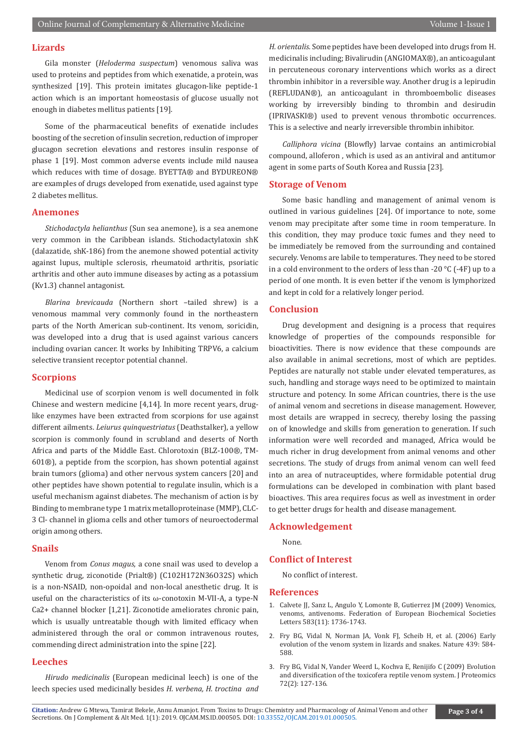## Lizards

Gila monster (*Heloderma suspectum*) venomous saliva was used to proteins and peptides from which exenatide, a protein, was synthesized [19]. This protein imitates glucagon-like peptide-1 action which is an important homeostasis of glucose usually not enough in diabetes mellitus patients [19].

Some of the pharmaceutical benefits of exenatide includes boosting of the secretion of insulin secretion, reduction of improper glucagon secretion elevations and restores insulin response of phase 1 [19]. Most common adverse events include mild nausea which reduces with time of dosage. BYETTA® and BYDUREON® are examples of drugs developed from exenatide, used against type 2 diabetes mellitus.

## Anemones

*Stichodactyla helianthus* (Sun sea anemone), is a sea anemone very common in the Caribbean islands. Stichodactylatoxin shK (dalazatide, shK-186) from the anemone showed potential activity against lupus, multiple sclerosis, rheumatoid arthritis, psoriatic arthritis and other auto immune diseases by acting as a potassium (Kv1.3) channel antagonist.

*Blarina brevicauda* (Northern short –tailed shrew) is a venomous mammal very commonly found in the northeastern parts of the North American sub-continent. Its venom, soricidin, was developed into a drug that is used against various cancers including ovarian cancer. It works by Inhibiting TRPV6, a calcium selective transient receptor potential channel.

## Scorpions

Medicinal use of scorpion venom is well documented in folk Chinese and western medicine [4,14]. In more recent years, drug-like enzymes have been extracted from scorpions for use against different ailments. *Leiurus quinquestriatus* (Deathstalker), a yellow scorpion is commonly found in scrubland and deserts of North Africa and parts of the Middle East. Chlorotoxin (BLZ-100®, TM-601®), a peptide from the scorpion, has shown potential against brain tumors (glioma) and other nervous system cancers [20] and other peptides have shown potential to regulate insulin, which is a useful mechanism against diabetes. The mechanism of action is by Binding to membrane type 1 matrix metalloproteinase (MMP), CLC-3 Cl- channel in glioma cells and other tumors of neuroectodermal origin among others.

## Snails

Venom from *Conus magus*, a cone snail was used to develop a synthetic drug, ziconotide (Prialt®) ($C_{102}H_{172}N_{36}O_{32}S$) which is a non-NSAID, non-opoidal and non-local anesthetic drug. It is useful on the characteristics of its ω-conotoxin M-VII-A, a type-N $Ca^{2+}$ channel blocker [1,21]. Ziconotide ameliorates chronic pain, which is usually untreatable though with limited efficacy when administered through the oral or common intravenous routes, commending direct administration into the spine [22].

## Leeches

*Hirudo medicinalis* (European medicinal leech) is one of the leech species used medicinally besides *H. verbena, H. troctina and H. orientalis.* Some peptides have been developed into drugs from H. medicinalis including; Bivalirudin (ANGIOMAX®), an anticoagulant in percuteneous coronary interventions which works as a direct thrombin inhibitor in a reversible way. Another drug is a lepirudin (REFLUDAN®), an anticoagulant in thromboembolic diseases working by irreversibly binding to thrombin and desirudin (IPRIVASKI®) used to prevent venous thrombotic occurrences. This is a selective and nearly irreversible thrombin inhibitor.

*Calliphora vicina* (Blowfly) larvae contains an antimicrobial compound, alloferon , which is used as an antiviral and antitumor agent in some parts of South Korea and Russia [23].

## Storage of Venom

Some basic handling and management of animal venom is outlined in various guidelines [24]. Of importance to note, some venom may precipitate after some time in room temperature. In this condition, they may produce toxic fumes and they need to be immediately be removed from the surrounding and contained securely. Venoms are labile to temperatures. They need to be stored in a cold environment to the orders of less than -20 °C (-4F) up to a period of one month. It is even better if the venom is lymphorized and kept in cold for a relatively longer period.

## Conclusion

Drug development and designing is a process that requires knowledge of properties of the compounds responsible for bioactivities. There is now evidence that these compounds are also available in animal secretions, most of which are peptides. Peptides are naturally not stable under elevated temperatures, as such, handling and storage ways need to be optimized to maintain structure and potency. In some African countries, there is the use of animal venom and secretions in disease management. However, most details are wrapped in secrecy, thereby losing the passing on of knowledge and skills from generation to generation. If such information were well recorded and managed, Africa would be much richer in drug development from animal venoms and other secretions. The study of drugs from animal venom can well feed into an area of nutraceuptides, where formidable potential drug formulations can be developed in combination with plant based bioactives. This area requires focus as well as investment in order to get better drugs for health and disease management.

## Acknowledgement

None.

## Conflict of Interest

No conflict of interest.

## References

1. Calvete JJ, Sanz L, Angulo Y, Lomonte B, Gutierrez JM (2009) Venomics, venoms, antivenoms. Federation of European Biochemical Societies Letters 583(11): 1736-1743.
2. Fry BG, Vidal N, Norman JA, Vonk FJ, Scheib H, et al. (2006) Early evolution of the venom system in lizards and snakes. Nature 439: 584-588.
3. Fry BG, Vidal N, Vander Weerd L, Kochva E, Renijifo C (2009) Evolution and diversification of the toxicofera reptile venom system. J Proteomics 72(2): 127-136.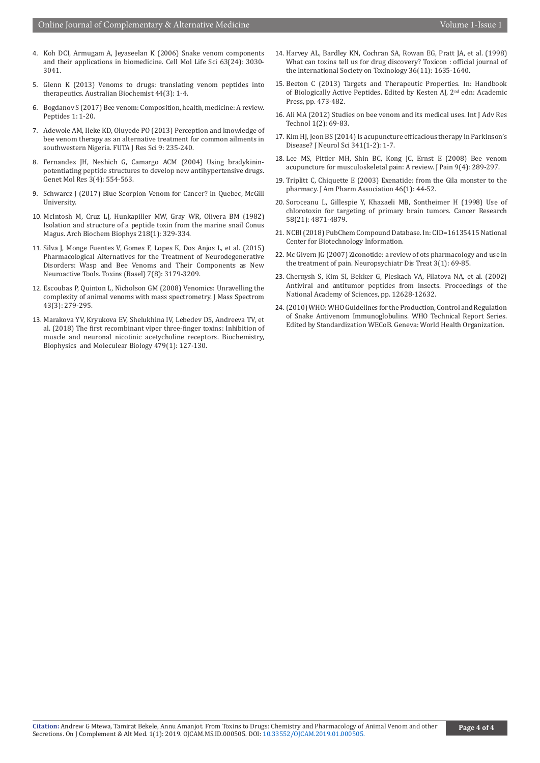4. Koh DCI, Armugam A, Jeyaseelan K (2006) Snake venom components and their applications in biomedicine. Cell Mol Life Sci 63(24): 3030-3041.
5. Glenn K (2013) Venoms to drugs: translating venom peptides into therapeutics. Australian Biochemist 44(3): 1-4.
6. Bogdanov S (2017) Bee venom: Composition, health, medicine: A review. Peptides 1: 1-20.
7. Adewole AM, Ileke KD, Oluyede PO (2013) Perception and knowledge of bee venom therapy as an alternative treatment for common ailments in southwestern Nigeria. FUTA J Res Sci 9: 235-240.
8. Fernandez JH, Neshich G, Camargo ACM (2004) Using bradykinin-potentiating peptide structures to develop new antihypertensive drugs. Genet Mol Res 3(4): 554-563.
9. Schwarcz J (2017) Blue Scorpion Venom for Cancer? In Quebec, McGill University.
10. McIntosh M, Cruz LJ, Hunkapiller MW, Gray WR, Olivera BM (1982) Isolation and structure of a peptide toxin from the marine snail Conus Magus. Arch Biochem Biophys 218(1): 329-334.
11. Silva J, Monge Fuentes V, Gomes F, Lopes K, Dos Anjos L, et al. (2015) Pharmacological Alternatives for the Treatment of Neurodegenerative Disorders: Wasp and Bee Venoms and Their Components as New Neuroactive Tools. Toxins (Basel) 7(8): 3179-3209.
12. Escoubas P, Quinton L, Nicholson GM (2008) Venomics: Unravelling the complexity of animal venoms with mass spectrometry. J Mass Spectrom 43(3): 279-295.
13. Marakova YV, Kryukova EV, Shelukhina IV, Lebedev DS, Andreeva TV, et al. (2018) The first recombinant viper three-finger toxins: Inhibition of muscle and neuronal nicotinic acetycholine receptors. Biochemistry, Biophysics and Moleculear Biology 479(1): 127-130.
14. Harvey AL, Bardley KN, Cochran SA, Rowan EG, Pratt JA, et al. (1998) What can toxins tell us for drug discovery? Toxicon : official journal of the International Society on Toxinology 36(11): 1635-1640.
15. Beeton C (2013) Targets and Therapeutic Properties. In: Handbook of Biologically Active Peptides. Edited by Kesten AJ, 2nd edn: Academic Press, pp. 473-482.
16. Ali MA (2012) Studies on bee venom and its medical uses. Int J Adv Res Technol 1(2): 69-83.
17. Kim HJ, Jeon BS (2014) Is acupuncture efficacious therapy in Parkinson's Disease? J Neurol Sci 341(1-2): 1-7.
18. Lee MS, Pittler MH, Shin BC, Kong JC, Ernst E (2008) Bee venom acupuncture for musculoskeletal pain: A review. J Pain 9(4): 289-297.
19. Triplitt C, Chiquette E (2003) Exenatide: from the Gila monster to the pharmacy. J Am Pharm Association 46(1): 44-52.
20. Soroceanu L, Gillespie Y, Khazaeli MB, Sontheimer H (1998) Use of chlorotoxin for targeting of primary brain tumors. Cancer Research 58(21): 4871-4879.
21. NCBI (2018) PubChem Compound Database. In: CID=16135415 National Center for Biotechnology Information.
22. Mc Givern JG (2007) Ziconotide: a review of ots pharmacology and use in the treatment of pain. Neuropsychiatr Dis Treat 3(1): 69-85.
23. Chernysh S, Kim SI, Bekker G, Pleskach VA, Filatova NA, et al. (2002) Antiviral and antitumor peptides from insects. Proceedings of the National Academy of Sciences, pp. 12628-12632.
24. (2010) WHO: WHO Guidelines for the Production, Control and Regulation of Snake Antivenom Immunoglobulins. WHO Technical Report Series. Edited by Standardization WECoB. Geneva: World Health Organization.